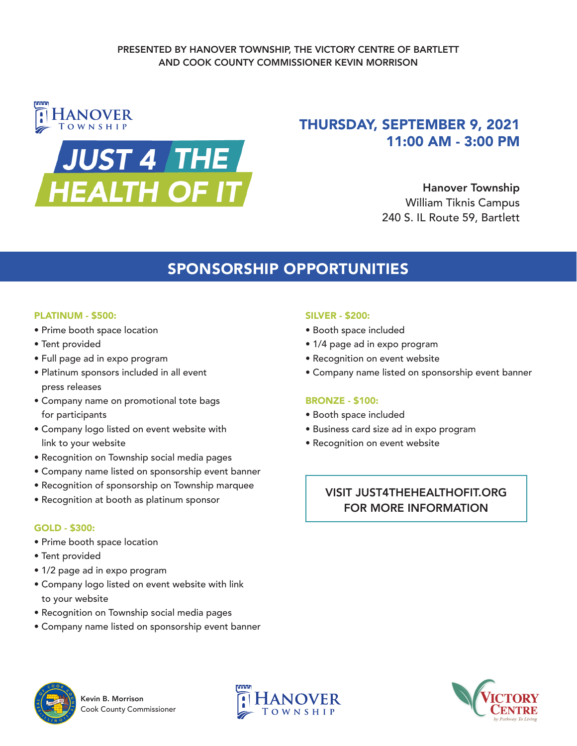PRESENTED BY HANOVER TOWNSHIP, THE VICTORY CENTRE OF BARTLETT AND COOK COUNTY COMMISSIONER KEVIN MORRISON

HANOVER TOWNSHIP

# JUST 4 THE HEALTH OF IT

**THURSDAY, SEPTEMBER 9, 2021**
**11:00 AM - 3:00 PM**

**Hanover Township**
William Tiknis Campus
240 S. IL Route 59, Bartlett

## SPONSORSHIP OPPORTUNITIES

### PLATINUM - $500:

- Prime booth space location
- Tent provided
- Full page ad in expo program
- Platinum sponsors included in all event press releases
- Company name on promotional tote bags for participants
- Company logo listed on event website with link to your website
- Recognition on Township social media pages
- Company name listed on sponsorship event banner
- Recognition of sponsorship on Township marquee
- Recognition at booth as platinum sponsor

### GOLD - $300:

- Prime booth space location
- Tent provided
- 1/2 page ad in expo program
- Company logo listed on event website with link to your website
- Recognition on Township social media pages
- Company name listed on sponsorship event banner

### SILVER - $200:

- Booth space included
- 1/4 page ad in expo program
- Recognition on event website
- Company name listed on sponsorship event banner

### BRONZE - $100:

- Booth space included
- Business card size ad in expo program
- Recognition on event website

VISIT JUST4THEHEALTHOFIT.ORG FOR MORE INFORMATION

Kevin B. Morrison
Cook County Commissioner

HANOVER TOWNSHIP

VICTORY CENTRE by Pathway To Living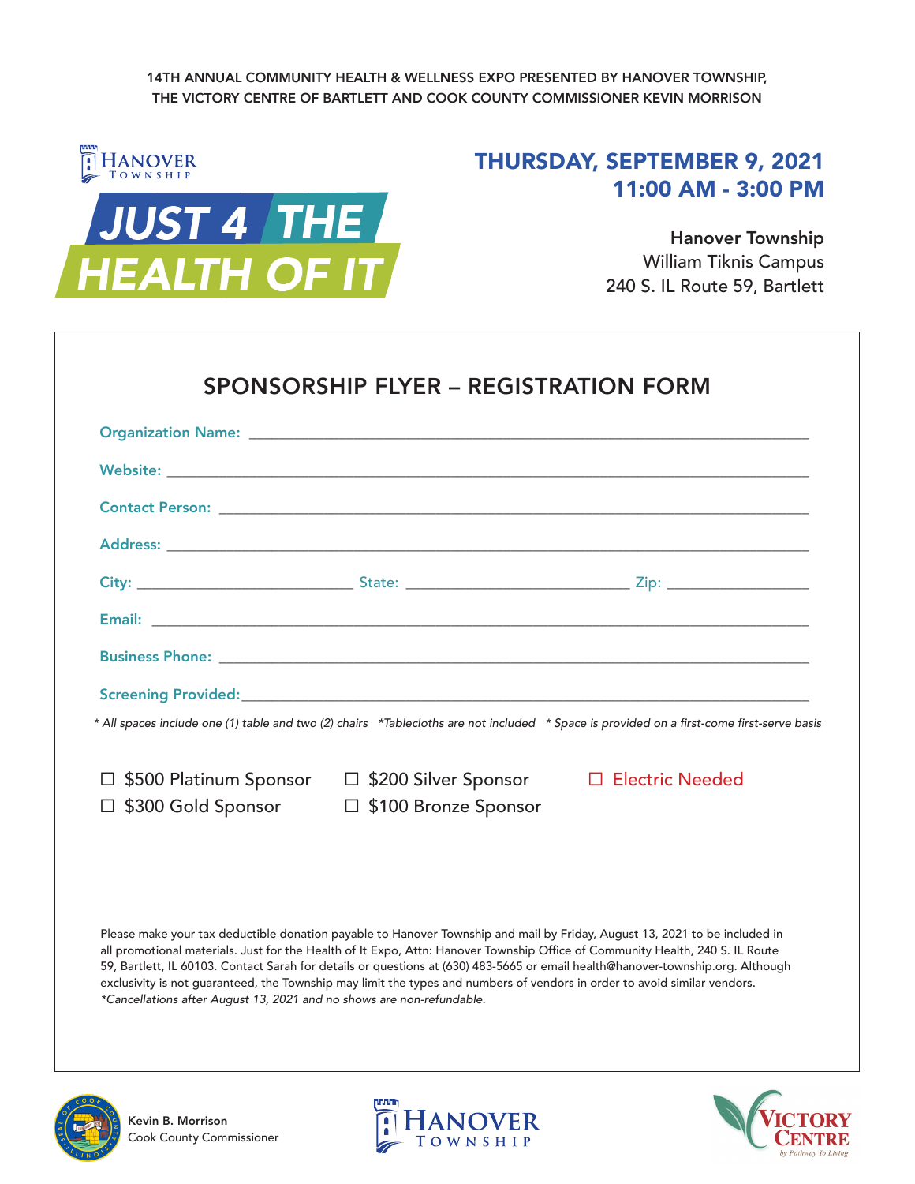14TH ANNUAL COMMUNITY HEALTH & WELLNESS EXPO PRESENTED BY HANOVER TOWNSHIP, THE VICTORY CENTRE OF BARTLETT AND COOK COUNTY COMMISSIONER KEVIN MORRISON

HANOVER TOWNSHIP

# JUST 4 THE HEALTH OF IT

**THURSDAY, SEPTEMBER 9, 2021**
**11:00 AM - 3:00 PM**

**Hanover Township**
William Tiknis Campus
240 S. IL Route 59, Bartlett

## SPONSORSHIP FLYER – REGISTRATION FORM

Organization Name: ______________________________

Website: ______________________________

Contact Person: ______________________________

Address: ______________________________

City: ______________ State: ______________ Zip: ____________

Email: ______________________________

Business Phone: ______________________________

Screening Provided: ______________________________

*\* All spaces include one (1) table and two (2) chairs \*Tablecloths are not included \* Space is provided on a first-come first-serve basis*

☐ $500 Platinum Sponsor
☐ $300 Gold Sponsor
☐ $200 Silver Sponsor
☐ $100 Bronze Sponsor
☐ Electric Needed

Please make your tax deductible donation payable to Hanover Township and mail by Friday, August 13, 2021 to be included in all promotional materials. Just for the Health of It Expo, Attn: Hanover Township Office of Community Health, 240 S. IL Route 59, Bartlett, IL 60103. Contact Sarah for details or questions at (630) 483-5665 or email health@hanover-township.org. Although exclusivity is not guaranteed, the Township may limit the types and numbers of vendors in order to avoid similar vendors.
*\*Cancellations after August 13, 2021 and no shows are non-refundable.*

Kevin B. Morrison
Cook County Commissioner

HANOVER TOWNSHIP

VICTORY CENTRE
by Pathway To Living